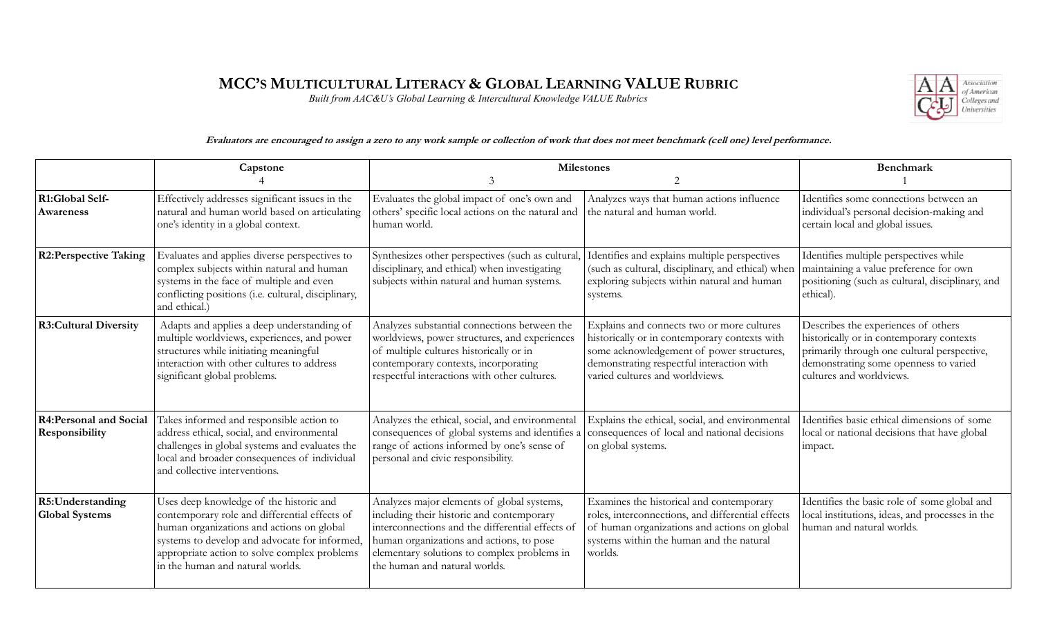# MCC's Multicultural Literacy & Global Learning VALUE Rubric

*Built from AAC&U's Global Learning & Intercultural Knowledge VALUE Rubrics*

***Evaluators are encouraged to assign a zero to any work sample or collection of work that does not meet benchmark (cell one) level performance.***

| | Capstone | Milestones | | Benchmark |
|---|---|---|---|---|
| | 4 | 3 | 2 | 1 |
| **R1:Global Self-Awareness** | Effectively addresses significant issues in the natural and human world based on articulating one's identity in a global context. | Evaluates the global impact of one's own and others' specific local actions on the natural and human world. | Analyzes ways that human actions influence the natural and human world. | Identifies some connections between an individual's personal decision-making and certain local and global issues. |
| **R2:Perspective Taking** | Evaluates and applies diverse perspectives to complex subjects within natural and human systems in the face of multiple and even conflicting positions (i.e. cultural, disciplinary, and ethical.) | Synthesizes other perspectives (such as cultural, disciplinary, and ethical) when investigating subjects within natural and human systems. | Identifies and explains multiple perspectives (such as cultural, disciplinary, and ethical) when exploring subjects within natural and human systems. | Identifies multiple perspectives while maintaining a value preference for own positioning (such as cultural, disciplinary, and ethical). |
| **R3:Cultural Diversity** | Adapts and applies a deep understanding of multiple worldviews, experiences, and power structures while initiating meaningful interaction with other cultures to address significant global problems. | Analyzes substantial connections between the worldviews, power structures, and experiences of multiple cultures historically or in contemporary contexts, incorporating respectful interactions with other cultures. | Explains and connects two or more cultures historically or in contemporary contexts with some acknowledgement of power structures, demonstrating respectful interaction with varied cultures and worldviews. | Describes the experiences of others historically or in contemporary contexts primarily through one cultural perspective, demonstrating some openness to varied cultures and worldviews. |
| **R4:Personal and Social Responsibility** | Takes informed and responsible action to address ethical, social, and environmental challenges in global systems and evaluates the local and broader consequences of individual and collective interventions. | Analyzes the ethical, social, and environmental consequences of global systems and identifies a range of actions informed by one's sense of personal and civic responsibility. | Explains the ethical, social, and environmental consequences of local and national decisions on global systems. | Identifies basic ethical dimensions of some local or national decisions that have global impact. |
| **R5:Understanding Global Systems** | Uses deep knowledge of the historic and contemporary role and differential effects of human organizations and actions on global systems to develop and advocate for informed, appropriate action to solve complex problems in the human and natural worlds. | Analyzes major elements of global systems, including their historic and contemporary interconnections and the differential effects of human organizations and actions, to pose elementary solutions to complex problems in the human and natural worlds. | Examines the historical and contemporary roles, interconnections, and differential effects of human organizations and actions on global systems within the human and the natural worlds. | Identifies the basic role of some global and local institutions, ideas, and processes in the human and natural worlds. |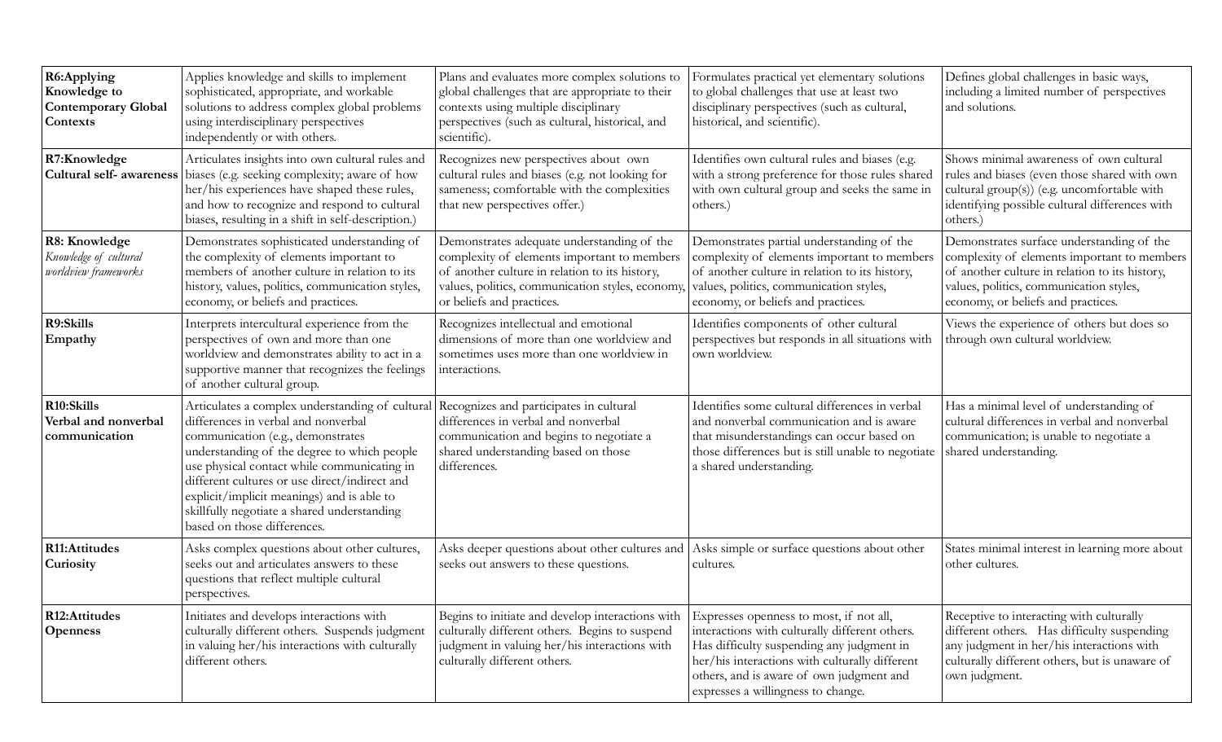| | | | | |
|---|---|---|---|---|
| **R6:Applying Knowledge to Contemporary Global Contexts** | Applies knowledge and skills to implement sophisticated, appropriate, and workable solutions to address complex global problems using interdisciplinary perspectives independently or with others. | Plans and evaluates more complex solutions to global challenges that are appropriate to their contexts using multiple disciplinary perspectives (such as cultural, historical, and scientific). | Formulates practical yet elementary solutions to global challenges that use at least two disciplinary perspectives (such as cultural, historical, and scientific). | Defines global challenges in basic ways, including a limited number of perspectives and solutions. |
| **R7:Knowledge Cultural self- awareness** | Articulates insights into own cultural rules and biases (e.g. seeking complexity; aware of how her/his experiences have shaped these rules, and how to recognize and respond to cultural biases, resulting in a shift in self-description.) | Recognizes new perspectives about own cultural rules and biases (e.g. not looking for sameness; comfortable with the complexities that new perspectives offer.) | Identifies own cultural rules and biases (e.g. with a strong preference for those rules shared with own cultural group and seeks the same in others.) | Shows minimal awareness of own cultural rules and biases (even those shared with own cultural group(s)) (e.g. uncomfortable with identifying possible cultural differences with others.) |
| **R8: Knowledge** *Knowledge of cultural worldview frameworks* | Demonstrates sophisticated understanding of the complexity of elements important to members of another culture in relation to its history, values, politics, communication styles, economy, or beliefs and practices. | Demonstrates adequate understanding of the complexity of elements important to members of another culture in relation to its history, values, politics, communication styles, economy, or beliefs and practices. | Demonstrates partial understanding of the complexity of elements important to members of another culture in relation to its history, values, politics, communication styles, economy, or beliefs and practices. | Demonstrates surface understanding of the complexity of elements important to members of another culture in relation to its history, values, politics, communication styles, economy, or beliefs and practices. |
| **R9:Skills Empathy** | Interprets intercultural experience from the perspectives of own and more than one worldview and demonstrates ability to act in a supportive manner that recognizes the feelings of another cultural group. | Recognizes intellectual and emotional dimensions of more than one worldview and sometimes uses more than one worldview in interactions. | Identifies components of other cultural perspectives but responds in all situations with own worldview. | Views the experience of others but does so through own cultural worldview. |
| **R10:Skills Verbal and nonverbal communication** | Articulates a complex understanding of cultural differences in verbal and nonverbal communication (e.g., demonstrates understanding of the degree to which people use physical contact while communicating in different cultures or use direct/indirect and explicit/implicit meanings) and is able to skillfully negotiate a shared understanding based on those differences. | Recognizes and participates in cultural differences in verbal and nonverbal communication and begins to negotiate a shared understanding based on those differences. | Identifies some cultural differences in verbal and nonverbal communication and is aware that misunderstandings can occur based on those differences but is still unable to negotiate a shared understanding. | Has a minimal level of understanding of cultural differences in verbal and nonverbal communication; is unable to negotiate a shared understanding. |
| **R11:Attitudes Curiosity** | Asks complex questions about other cultures, seeks out and articulates answers to these questions that reflect multiple cultural perspectives. | Asks deeper questions about other cultures and seeks out answers to these questions. | Asks simple or surface questions about other cultures. | States minimal interest in learning more about other cultures. |
| **R12:Attitudes Openness** | Initiates and develops interactions with culturally different others. Suspends judgment in valuing her/his interactions with culturally different others. | Begins to initiate and develop interactions with culturally different others. Begins to suspend judgment in valuing her/his interactions with culturally different others. | Expresses openness to most, if not all, interactions with culturally different others. Has difficulty suspending any judgment in her/his interactions with culturally different others, and is aware of own judgment and expresses a willingness to change. | Receptive to interacting with culturally different others. Has difficulty suspending any judgment in her/his interactions with culturally different others, but is unaware of own judgment. |